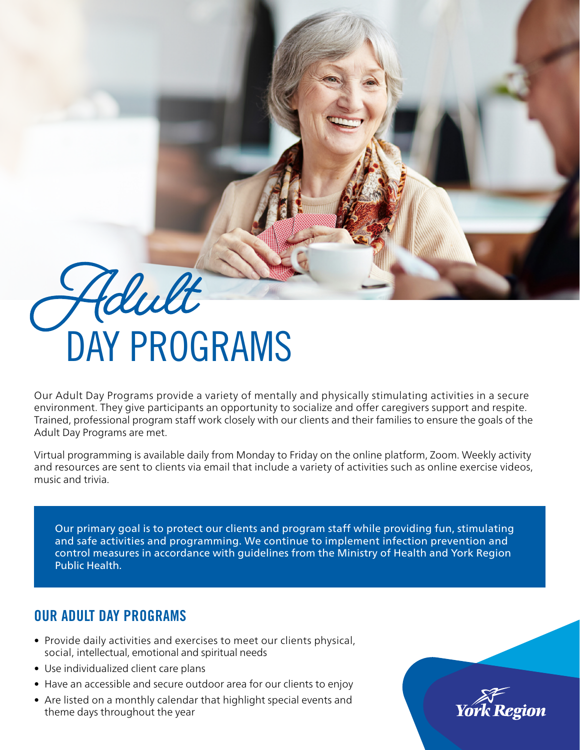# *Adult* DAY PROGRAMS

Our Adult Day Programs provide a variety of mentally and physically stimulating activities in a secure environment. They give participants an opportunity to socialize and offer caregivers support and respite. Trained, professional program staff work closely with our clients and their families to ensure the goals of the Adult Day Programs are met.

Virtual programming is available daily from Monday to Friday on the online platform, Zoom. Weekly activity and resources are sent to clients via email that include a variety of activities such as online exercise videos, music and trivia.

> Our primary goal is to protect our clients and program staff while providing fun, stimulating and safe activities and programming. We continue to implement infection prevention and control measures in accordance with guidelines from the Ministry of Health and York Region Public Health.

## OUR ADULT DAY PROGRAMS

- Provide daily activities and exercises to meet our clients physical, social, intellectual, emotional and spiritual needs
- Use individualized client care plans
- Have an accessible and secure outdoor area for our clients to enjoy
- Are listed on a monthly calendar that highlight special events and theme days throughout the year

York Region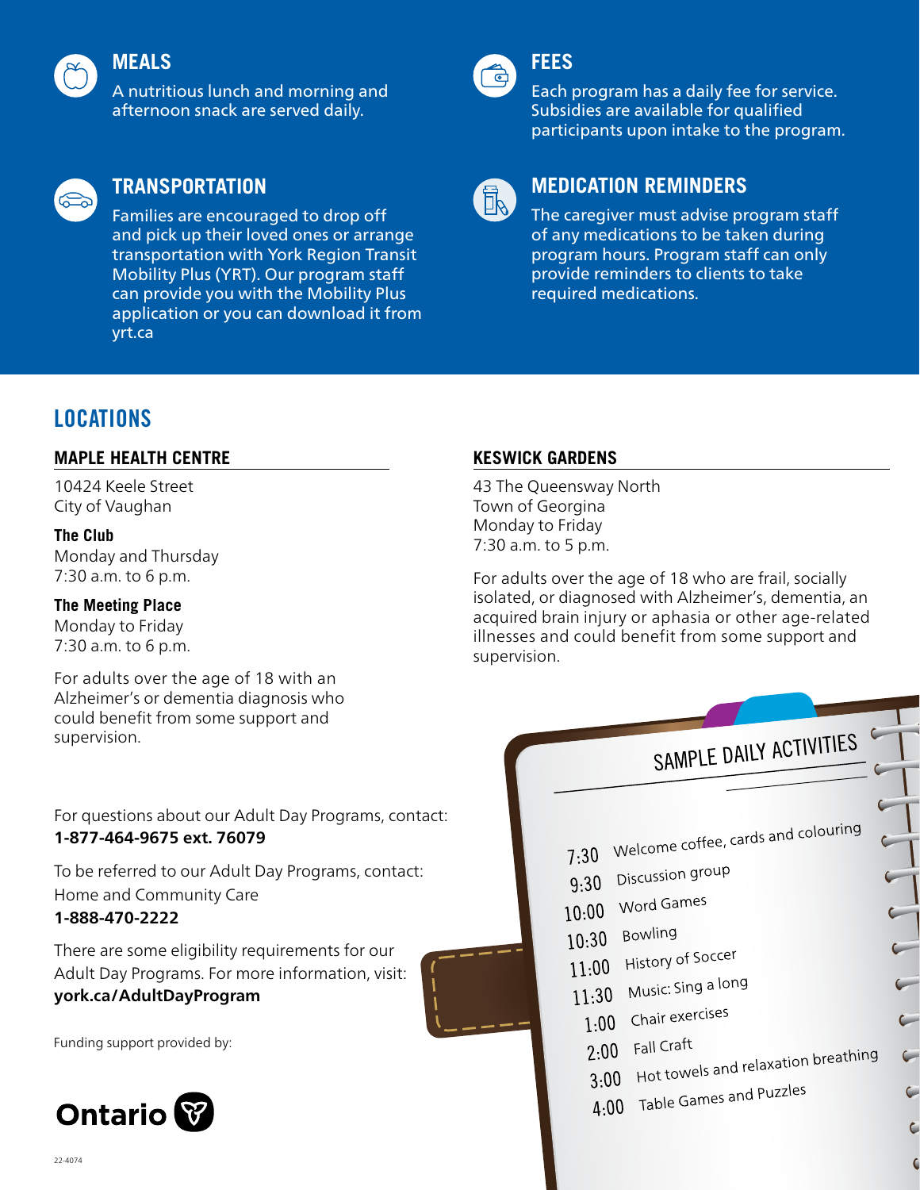## MEALS

A nutritious lunch and morning and afternoon snack are served daily.

## TRANSPORTATION

Families are encouraged to drop off and pick up their loved ones or arrange transportation with York Region Transit Mobility Plus (YRT). Our program staff can provide you with the Mobility Plus application or you can download it from yrt.ca

## FEES

Each program has a daily fee for service. Subsidies are available for qualified participants upon intake to the program.

## MEDICATION REMINDERS

The caregiver must advise program staff of any medications to be taken during program hours. Program staff can only provide reminders to clients to take required medications.

## LOCATIONS

### MAPLE HEALTH CENTRE

10424 Keele Street
City of Vaughan

**The Club**
Monday and Thursday
7:30 a.m. to 6 p.m.

**The Meeting Place**
Monday to Friday
7:30 a.m. to 6 p.m.

For adults over the age of 18 with an Alzheimer's or dementia diagnosis who could benefit from some support and supervision.

### KESWICK GARDENS

43 The Queensway North
Town of Georgina
Monday to Friday
7:30 a.m. to 5 p.m.

For adults over the age of 18 who are frail, socially isolated, or diagnosed with Alzheimer's, dementia, an acquired brain injury or aphasia or other age-related illnesses and could benefit from some support and supervision.

For questions about our Adult Day Programs, contact:
**1-877-464-9675 ext. 76079**

To be referred to our Adult Day Programs, contact:
Home and Community Care
**1-888-470-2222**

There are some eligibility requirements for our Adult Day Programs. For more information, visit:
**york.ca/AdultDayProgram**

Funding support provided by:

Ontario

### SAMPLE DAILY ACTIVITIES

- 7:30 Welcome coffee, cards and colouring
- 9:30 Discussion group
- 10:00 Word Games
- 10:30 Bowling
- 11:00 History of Soccer
- 11:30 Music: Sing a long
- 1:00 Chair exercises
- 2:00 Fall Craft
- 3:00 Hot towels and relaxation breathing
- 4:00 Table Games and Puzzles

22-4074